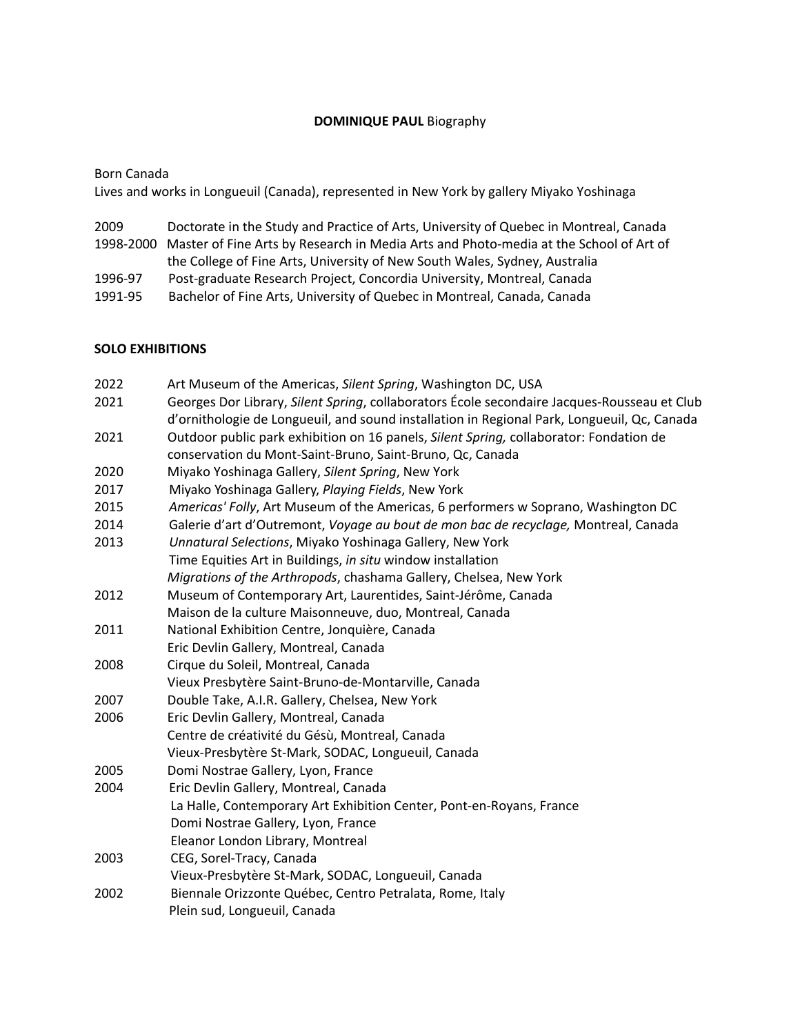**DOMINIQUE PAUL** Biography

Born Canada
Lives and works in Longueuil (Canada), represented in New York by gallery Miyako Yoshinaga

| | |
|---|---|
| 2009 | Doctorate in the Study and Practice of Arts, University of Quebec in Montreal, Canada |
| 1998-2000 | Master of Fine Arts by Research in Media Arts and Photo-media at the School of Art of the College of Fine Arts, University of New South Wales, Sydney, Australia |
| 1996-97 | Post-graduate Research Project, Concordia University, Montreal, Canada |
| 1991-95 | Bachelor of Fine Arts, University of Quebec in Montreal, Canada, Canada |

**SOLO EXHIBITIONS**

| | |
|---|---|
| 2022 | Art Museum of the Americas, *Silent Spring*, Washington DC, USA |
| 2021 | Georges Dor Library, *Silent Spring*, collaborators École secondaire Jacques-Rousseau et Club d'ornithologie de Longueuil, and sound installation in Regional Park, Longueuil, Qc, Canada |
| 2021 | Outdoor public park exhibition on 16 panels, *Silent Spring,* collaborator: Fondation de conservation du Mont-Saint-Bruno, Saint-Bruno, Qc, Canada |
| 2020 | Miyako Yoshinaga Gallery, *Silent Spring*, New York |
| 2017 | Miyako Yoshinaga Gallery, *Playing Fields*, New York |
| 2015 | *Americas' Folly*, Art Museum of the Americas, 6 performers w Soprano, Washington DC |
| 2014 | Galerie d'art d'Outremont, *Voyage au bout de mon bac de recyclage,* Montreal, Canada |
| 2013 | *Unnatural Selections*, Miyako Yoshinaga Gallery, New York |
| | Time Equities Art in Buildings, *in situ* window installation |
| | *Migrations of the Arthropods*, chashama Gallery, Chelsea, New York |
| 2012 | Museum of Contemporary Art, Laurentides, Saint-Jérôme, Canada |
| | Maison de la culture Maisonneuve, duo, Montreal, Canada |
| 2011 | National Exhibition Centre, Jonquière, Canada |
| | Eric Devlin Gallery, Montreal, Canada |
| 2008 | Cirque du Soleil, Montreal, Canada |
| | Vieux Presbytère Saint-Bruno-de-Montarville, Canada |
| 2007 | Double Take, A.I.R. Gallery, Chelsea, New York |
| 2006 | Eric Devlin Gallery, Montreal, Canada |
| | Centre de créativité du Gésù, Montreal, Canada |
| | Vieux-Presbytère St-Mark, SODAC, Longueuil, Canada |
| 2005 | Domi Nostrae Gallery, Lyon, France |
| 2004 | Eric Devlin Gallery, Montreal, Canada |
| | La Halle, Contemporary Art Exhibition Center, Pont-en-Royans, France |
| | Domi Nostrae Gallery, Lyon, France |
| | Eleanor London Library, Montreal |
| 2003 | CEG, Sorel-Tracy, Canada |
| | Vieux-Presbytère St-Mark, SODAC, Longueuil, Canada |
| 2002 | Biennale Orizzonte Québec, Centro Petralata, Rome, Italy |
| | Plein sud, Longueuil, Canada |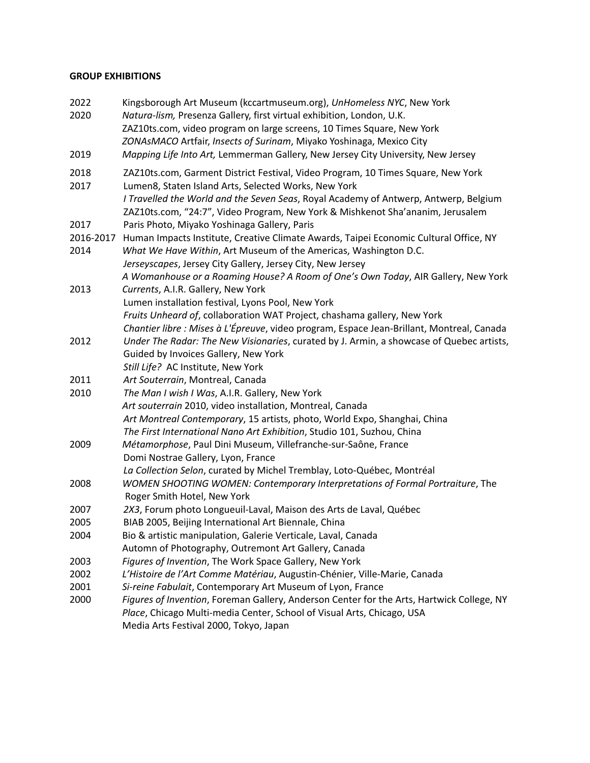**GROUP EXHIBITIONS**

2022 Kingsborough Art Museum (kccartmuseum.org), *UnHomeless NYC*, New York

2020 *Natura-lism,* Presenza Gallery, first virtual exhibition, London, U.K.
ZAZ10ts.com, video program on large screens, 10 Times Square, New York
*ZONAsMACO* Artfair, *Insects of Surinam*, Miyako Yoshinaga, Mexico City

2019 *Mapping Life Into Art,* Lemmerman Gallery, New Jersey City University, New Jersey

2018 ZAZ10ts.com, Garment District Festival, Video Program, 10 Times Square, New York

2017 Lumen8, Staten Island Arts, Selected Works, New York
*I Travelled the World and the Seven Seas*, Royal Academy of Antwerp, Antwerp, Belgium
ZAZ10ts.com, "24:7", Video Program, New York & Mishkenot Sha'ananim, Jerusalem

2017 Paris Photo, Miyako Yoshinaga Gallery, Paris

2016-2017 Human Impacts Institute, Creative Climate Awards, Taipei Economic Cultural Office, NY

2014 *What We Have Within*, Art Museum of the Americas, Washington D.C.
*Jerseyscapes*, Jersey City Gallery, Jersey City, New Jersey
*A Womanhouse or a Roaming House? A Room of One's Own Today*, AIR Gallery, New York

2013 *Currents*, A.I.R. Gallery, New York
Lumen installation festival, Lyons Pool, New York
*Fruits Unheard of*, collaboration WAT Project, chashama gallery, New York
*Chantier libre : Mises à L'Épreuve*, video program, Espace Jean-Brillant, Montreal, Canada

2012 *Under The Radar: The New Visionaries*, curated by J. Armin, a showcase of Quebec artists, Guided by Invoices Gallery, New York
*Still Life?* AC Institute, New York

2011 *Art Souterrain*, Montreal, Canada

2010 *The Man I wish I Was*, A.I.R. Gallery, New York
*Art souterrain* 2010, video installation, Montreal, Canada
*Art Montreal Contemporary*, 15 artists, photo, World Expo, Shanghai, China
*The First International Nano Art Exhibition*, Studio 101, Suzhou, China

2009 *Métamorphose*, Paul Dini Museum, Villefranche-sur-Saône, France
Domi Nostrae Gallery, Lyon, France
*La Collection Selon*, curated by Michel Tremblay, Loto-Québec, Montréal

2008 *WOMEN SHOOTING WOMEN: Contemporary Interpretations of Formal Portraiture*, The Roger Smith Hotel, New York

2007 *2X3*, Forum photo Longueuil-Laval, Maison des Arts de Laval, Québec

2005 BIAB 2005, Beijing International Art Biennale, China

2004 Bio & artistic manipulation, Galerie Verticale, Laval, Canada
Automn of Photography, Outremont Art Gallery, Canada

2003 *Figures of Invention*, The Work Space Gallery, New York

2002 *L'Histoire de l'Art Comme Matériau*, Augustin-Chénier, Ville-Marie, Canada

2001 *Si-reine Fabulait*, Contemporary Art Museum of Lyon, France

2000 *Figures of Invention*, Foreman Gallery, Anderson Center for the Arts, Hartwick College, NY
*Place*, Chicago Multi-media Center, School of Visual Arts, Chicago, USA
Media Arts Festival 2000, Tokyo, Japan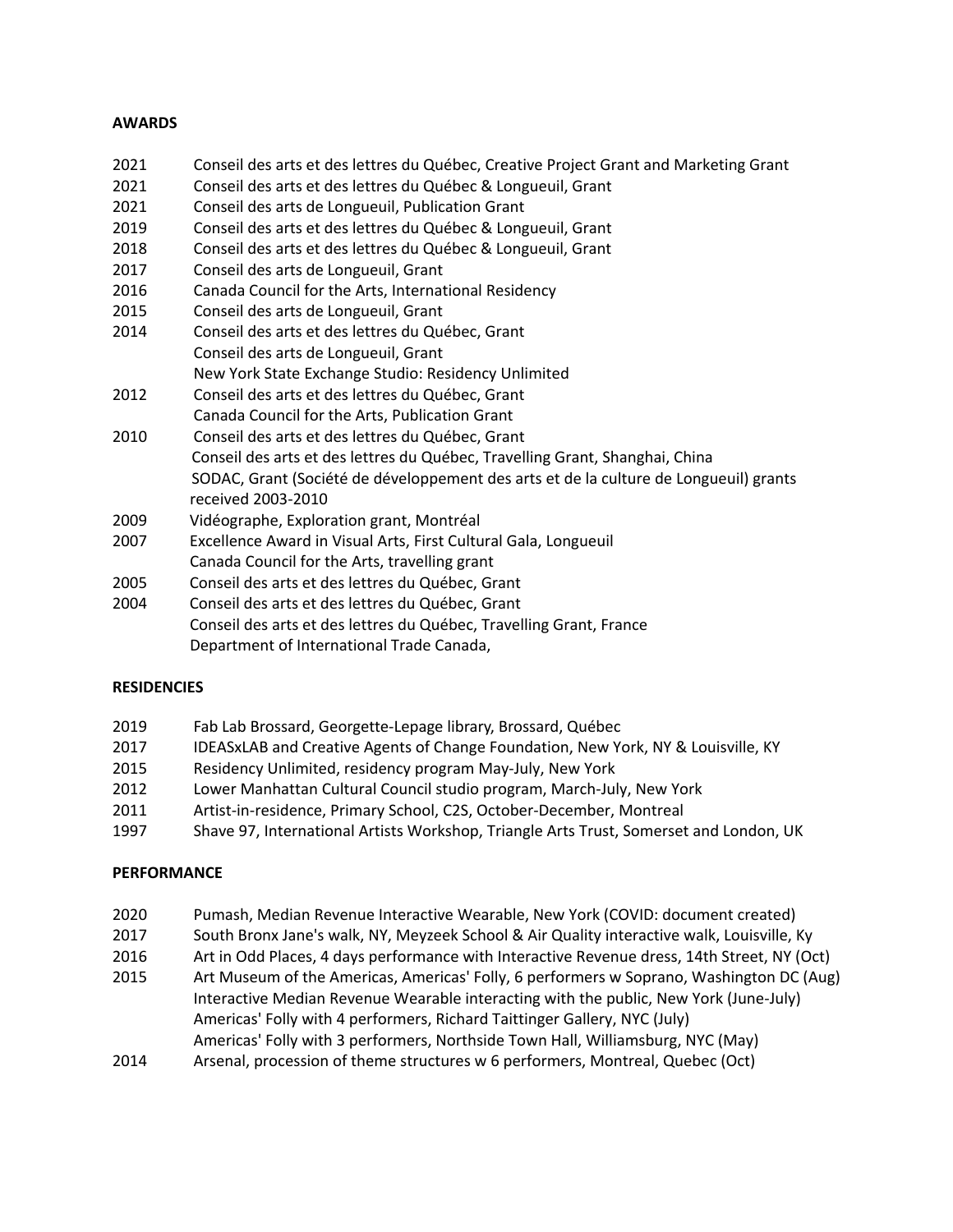**AWARDS**

2021 Conseil des arts et des lettres du Québec, Creative Project Grant and Marketing Grant
2021 Conseil des arts et des lettres du Québec & Longueuil, Grant
2021 Conseil des arts de Longueuil, Publication Grant
2019 Conseil des arts et des lettres du Québec & Longueuil, Grant
2018 Conseil des arts et des lettres du Québec & Longueuil, Grant
2017 Conseil des arts de Longueuil, Grant
2016 Canada Council for the Arts, International Residency
2015 Conseil des arts de Longueuil, Grant
2014 Conseil des arts et des lettres du Québec, Grant
Conseil des arts de Longueuil, Grant
New York State Exchange Studio: Residency Unlimited
2012 Conseil des arts et des lettres du Québec, Grant
Canada Council for the Arts, Publication Grant
2010 Conseil des arts et des lettres du Québec, Grant
Conseil des arts et des lettres du Québec, Travelling Grant, Shanghai, China
SODAC, Grant (Société de développement des arts et de la culture de Longueuil) grants received 2003-2010
2009 Vidéographe, Exploration grant, Montréal
2007 Excellence Award in Visual Arts, First Cultural Gala, Longueuil
Canada Council for the Arts, travelling grant
2005 Conseil des arts et des lettres du Québec, Grant
2004 Conseil des arts et des lettres du Québec, Grant
Conseil des arts et des lettres du Québec, Travelling Grant, France
Department of International Trade Canada,

**RESIDENCIES**

2019 Fab Lab Brossard, Georgette-Lepage library, Brossard, Québec
2017 IDEASxLAB and Creative Agents of Change Foundation, New York, NY & Louisville, KY
2015 Residency Unlimited, residency program May-July, New York
2012 Lower Manhattan Cultural Council studio program, March-July, New York
2011 Artist-in-residence, Primary School, C2S, October-December, Montreal
1997 Shave 97, International Artists Workshop, Triangle Arts Trust, Somerset and London, UK

**PERFORMANCE**

2020 Pumash, Median Revenue Interactive Wearable, New York (COVID: document created)
2017 South Bronx Jane's walk, NY, Meyzeek School & Air Quality interactive walk, Louisville, Ky
2016 Art in Odd Places, 4 days performance with Interactive Revenue dress, 14th Street, NY (Oct)
2015 Art Museum of the Americas, Americas' Folly, 6 performers w Soprano, Washington DC (Aug)
Interactive Median Revenue Wearable interacting with the public, New York (June-July)
Americas' Folly with 4 performers, Richard Taittinger Gallery, NYC (July)
Americas' Folly with 3 performers, Northside Town Hall, Williamsburg, NYC (May)
2014 Arsenal, procession of theme structures w 6 performers, Montreal, Quebec (Oct)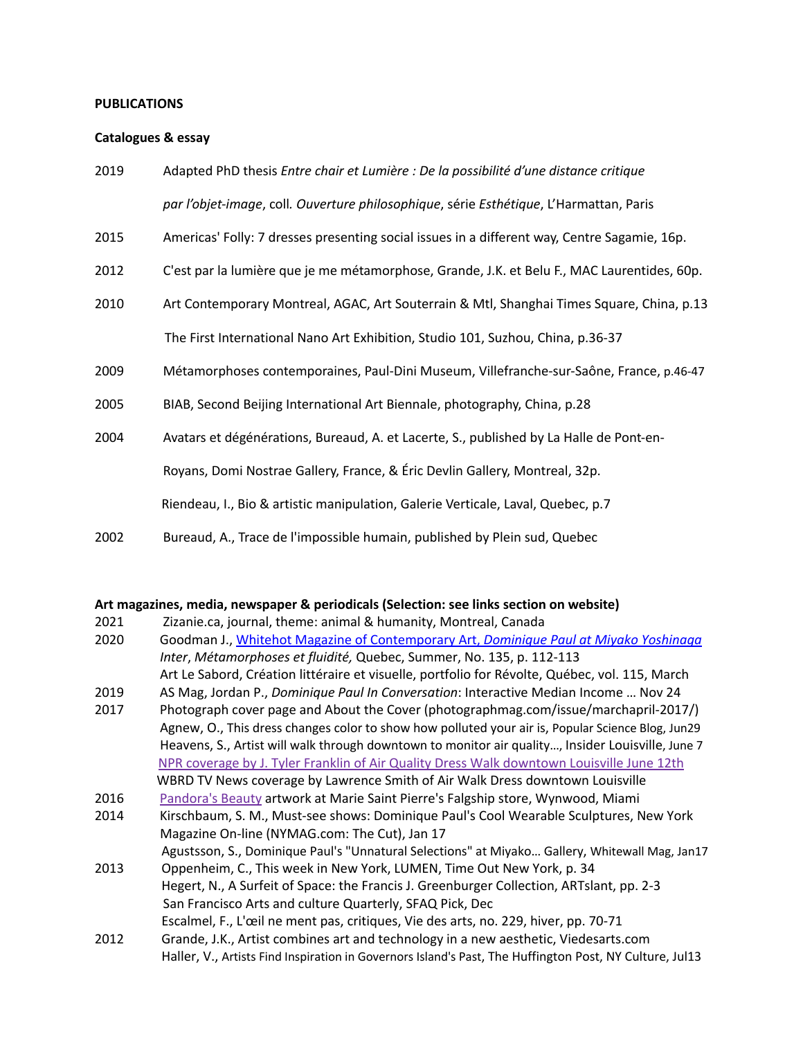**PUBLICATIONS**

**Catalogues & essay**

2019 Adapted PhD thesis *Entre chair et Lumière : De la possibilité d'une distance critique par l'objet-image*, coll. *Ouverture philosophique*, série *Esthétique*, L'Harmattan, Paris

2015 Americas' Folly: 7 dresses presenting social issues in a different way, Centre Sagamie, 16p.

2012 C'est par la lumière que je me métamorphose, Grande, J.K. et Belu F., MAC Laurentides, 60p.

2010 Art Contemporary Montreal, AGAC, Art Souterrain & Mtl, Shanghai Times Square, China, p.13

The First International Nano Art Exhibition, Studio 101, Suzhou, China, p.36-37

2009 Métamorphoses contemporaines, Paul-Dini Museum, Villefranche-sur-Saône, France, p.46-47

2005 BIAB, Second Beijing International Art Biennale, photography, China, p.28

2004 Avatars et dégénérations, Bureaud, A. et Lacerte, S., published by La Halle de Pont-en-Royans, Domi Nostrae Gallery, France, & Éric Devlin Gallery, Montreal, 32p.

Riendeau, I., Bio & artistic manipulation, Galerie Verticale, Laval, Quebec, p.7

2002 Bureaud, A., Trace de l'impossible humain, published by Plein sud, Quebec

**Art magazines, media, newspaper & periodicals (Selection: see links section on website)**

2021 Zizanie.ca, journal, theme: animal & humanity, Montreal, Canada

2020 Goodman J., Whitehot Magazine of Contemporary Art, *Dominique Paul at Miyako Yoshinaga*

*Inter*, *Métamorphoses et fluidité,* Quebec, Summer, No. 135, p. 112-113

Art Le Sabord, Création littéraire et visuelle, portfolio for Révolte, Québec, vol. 115, March

2019 AS Mag, Jordan P., *Dominique Paul In Conversation*: Interactive Median Income … Nov 24

2017 Photograph cover page and About the Cover (photographmag.com/issue/marchapril-2017/)

Agnew, O., This dress changes color to show how polluted your air is, Popular Science Blog, Jun29

Heavens, S., Artist will walk through downtown to monitor air quality…, Insider Louisville, June 7

NPR coverage by J. Tyler Franklin of Air Quality Dress Walk downtown Louisville June 12th

WBRD TV News coverage by Lawrence Smith of Air Walk Dress downtown Louisville

2016 Pandora's Beauty artwork at Marie Saint Pierre's Falgship store, Wynwood, Miami

2014 Kirschbaum, S. M., Must-see shows: Dominique Paul's Cool Wearable Sculptures, New York Magazine On-line (NYMAG.com: The Cut), Jan 17

Agustsson, S., Dominique Paul's "Unnatural Selections" at Miyako… Gallery, Whitewall Mag, Jan17

2013 Oppenheim, C., This week in New York, LUMEN, Time Out New York, p. 34

Hegert, N., A Surfeit of Space: the Francis J. Greenburger Collection, ARTslant, pp. 2-3

San Francisco Arts and culture Quarterly, SFAQ Pick, Dec

Escalmel, F., L'œil ne ment pas, critiques, Vie des arts, no. 229, hiver, pp. 70-71

2012 Grande, J.K., Artist combines art and technology in a new aesthetic, Viedesarts.com

Haller, V., Artists Find Inspiration in Governors Island's Past, The Huffington Post, NY Culture, Jul13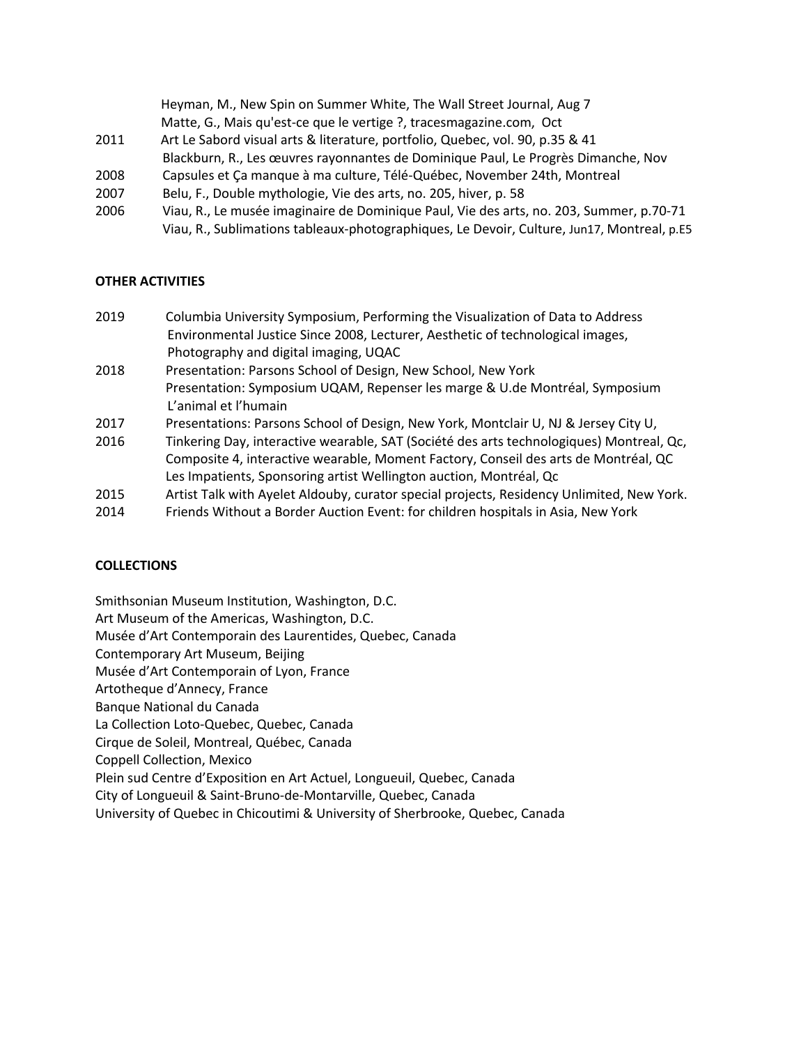Heyman, M., New Spin on Summer White, The Wall Street Journal, Aug 7
Matte, G., Mais qu'est-ce que le vertige ?, tracesmagazine.com, Oct

2011 Art Le Sabord visual arts & literature, portfolio, Quebec, vol. 90, p.35 & 41
Blackburn, R., Les œuvres rayonnantes de Dominique Paul, Le Progrès Dimanche, Nov

2008 Capsules et Ça manque à ma culture, Télé-Québec, November 24th, Montreal

2007 Belu, F., Double mythologie, Vie des arts, no. 205, hiver, p. 58

2006 Viau, R., Le musée imaginaire de Dominique Paul, Vie des arts, no. 203, Summer, p.70-71
Viau, R., Sublimations tableaux-photographiques, Le Devoir, Culture, Jun17, Montreal, p.E5

**OTHER ACTIVITIES**

2019 Columbia University Symposium, Performing the Visualization of Data to Address Environmental Justice Since 2008, Lecturer, Aesthetic of technological images, Photography and digital imaging, UQAC

2018 Presentation: Parsons School of Design, New School, New York
Presentation: Symposium UQAM, Repenser les marge & U.de Montréal, Symposium L'animal et l'humain

2017 Presentations: Parsons School of Design, New York, Montclair U, NJ & Jersey City U,

2016 Tinkering Day, interactive wearable, SAT (Société des arts technologiques) Montreal, Qc,
Composite 4, interactive wearable, Moment Factory, Conseil des arts de Montréal, QC
Les Impatients, Sponsoring artist Wellington auction, Montréal, Qc

2015 Artist Talk with Ayelet Aldouby, curator special projects, Residency Unlimited, New York.

2014 Friends Without a Border Auction Event: for children hospitals in Asia, New York

**COLLECTIONS**

Smithsonian Museum Institution, Washington, D.C.
Art Museum of the Americas, Washington, D.C.
Musée d'Art Contemporain des Laurentides, Quebec, Canada
Contemporary Art Museum, Beijing
Musée d'Art Contemporain of Lyon, France
Artotheque d'Annecy, France
Banque National du Canada
La Collection Loto-Quebec, Quebec, Canada
Cirque de Soleil, Montreal, Québec, Canada
Coppell Collection, Mexico
Plein sud Centre d'Exposition en Art Actuel, Longueuil, Quebec, Canada
City of Longueuil & Saint-Bruno-de-Montarville, Quebec, Canada
University of Quebec in Chicoutimi & University of Sherbrooke, Quebec, Canada